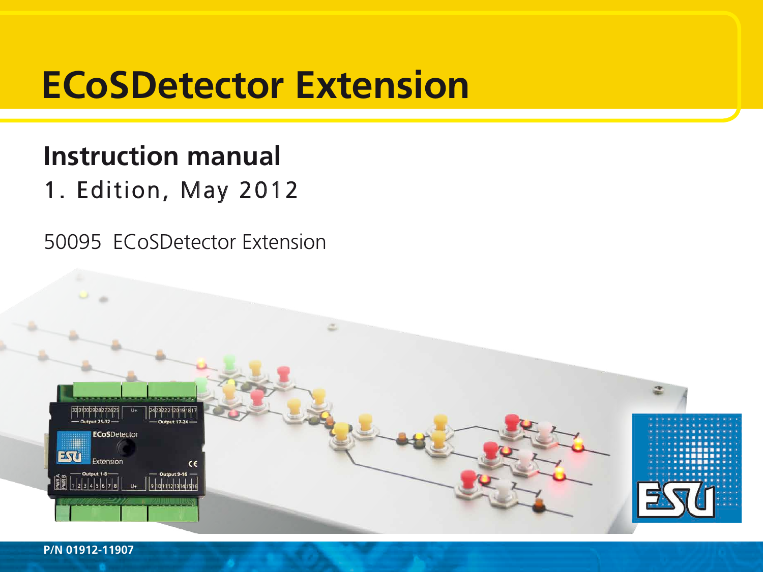# ECoSDetector Extension

## Instruction manual

1. Edition, May 2012

50095 ECoSDetector Extension

P/N 01912-11907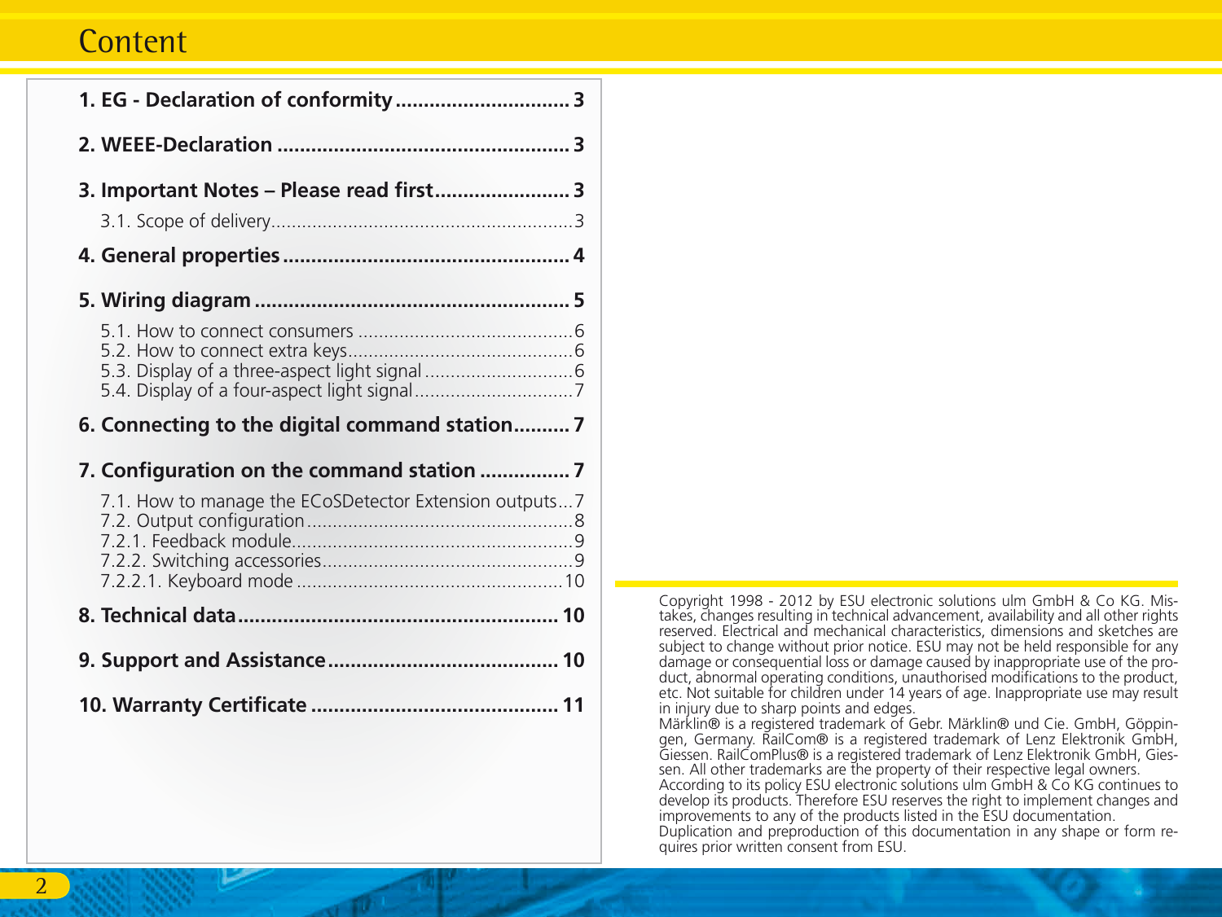# Content

**1. EG - Declaration of conformity .............................. 3**

**2. WEEE-Declaration ................................................... 3**

**3. Important Notes – Please read first........................ 3**

3.1. Scope of delivery..........................................................3

**4. General properties .................................................. 4**

**5. Wiring diagram ........................................................ 5**

5.1. How to connect consumers ..........................................6
5.2. How to connect extra keys............................................6
5.3. Display of a three-aspect light signal .............................6
5.4. Display of a four-aspect light signal...............................7

**6. Connecting to the digital command station.......... 7**

**7. Configuration on the command station ................ 7**

7.1. How to manage the ECoSDetector Extension outputs...7
7.2. Output configuration ....................................................8
7.2.1. Feedback module.......................................................9
7.2.2. Switching accessories.................................................9
7.2.2.1. Keyboard mode ...................................................10

**8. Technical data ......................................................... 10**

**9. Support and Assistance ......................................... 10**

**10. Warranty Certificate ............................................ 11**

Copyright 1998 - 2012 by ESU electronic solutions ulm GmbH & Co KG. Mistakes, changes resulting in technical advancement, availability and all other rights reserved. Electrical and mechanical characteristics, dimensions and sketches are subject to change without prior notice. ESU may not be held responsible for any damage or consequential loss or damage caused by inappropriate use of the product, abnormal operating conditions, unauthorised modifications to the product, etc. Not suitable for children under 14 years of age. Inappropriate use may result in injury due to sharp points and edges.
Märklin® is a registered trademark of Gebr. Märklin® und Cie. GmbH, Göppingen, Germany. RailCom® is a registered trademark of Lenz Elektronik GmbH, Giessen. RailComPlus® is a registered trademark of Lenz Elektronik GmbH, Giessen. All other trademarks are the property of their respective legal owners.
According to its policy ESU electronic solutions ulm GmbH & Co KG continues to develop its products. Therefore ESU reserves the right to implement changes and improvements to any of the products listed in the ESU documentation.
Duplication and preproduction of this documentation in any shape or form requires prior written consent from ESU.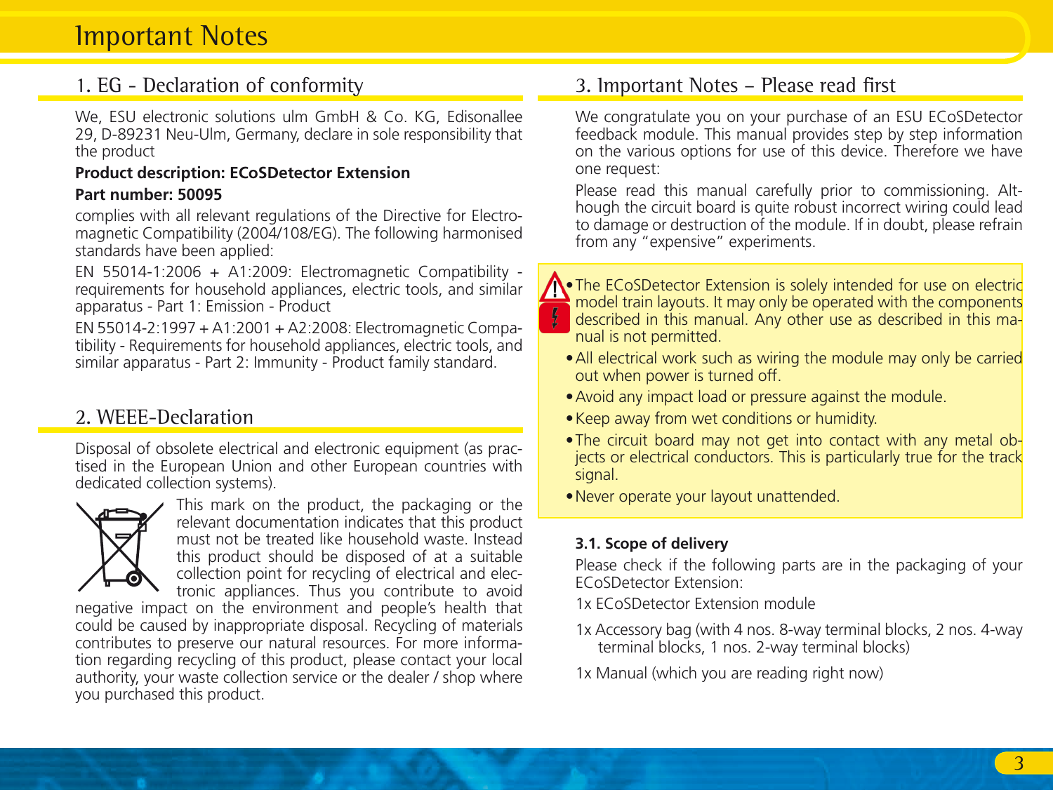# Important Notes

## 1. EG - Declaration of conformity

We, ESU electronic solutions ulm GmbH & Co. KG, Edisonallee 29, D-89231 Neu-Ulm, Germany, declare in sole responsibility that the product

**Product description: ECoSDetector Extension**

**Part number: 50095**

complies with all relevant regulations of the Directive for Electromagnetic Compatibility (2004/108/EG). The following harmonised standards have been applied:

EN 55014-1:2006 + A1:2009: Electromagnetic Compatibility - requirements for household appliances, electric tools, and similar apparatus - Part 1: Emission - Product

EN 55014-2:1997 + A1:2001 + A2:2008: Electromagnetic Compatibility - Requirements for household appliances, electric tools, and similar apparatus - Part 2: Immunity - Product family standard.

## 2. WEEE-Declaration

Disposal of obsolete electrical and electronic equipment (as practised in the European Union and other European countries with dedicated collection systems).

This mark on the product, the packaging or the relevant documentation indicates that this product must not be treated like household waste. Instead this product should be disposed of at a suitable collection point for recycling of electrical and electronic appliances. Thus you contribute to avoid negative impact on the environment and people's health that could be caused by inappropriate disposal. Recycling of materials contributes to preserve our natural resources. For more information regarding recycling of this product, please contact your local authority, your waste collection service or the dealer / shop where you purchased this product.

## 3. Important Notes – Please read first

We congratulate you on your purchase of an ESU ECoSDetector feedback module. This manual provides step by step information on the various options for use of this device. Therefore we have one request:

Please read this manual carefully prior to commissioning. Although the circuit board is quite robust incorrect wiring could lead to damage or destruction of the module. If in doubt, please refrain from any "expensive" experiments.

- The ECoSDetector Extension is solely intended for use on electric model train layouts. It may only be operated with the components described in this manual. Any other use as described in this manual is not permitted.
- All electrical work such as wiring the module may only be carried out when power is turned off.
- Avoid any impact load or pressure against the module.
- Keep away from wet conditions or humidity.
- The circuit board may not get into contact with any metal objects or electrical conductors. This is particularly true for the track signal.
- Never operate your layout unattended.

### 3.1. Scope of delivery

Please check if the following parts are in the packaging of your ECoSDetector Extension:

1x ECoSDetector Extension module

1x Accessory bag (with 4 nos. 8-way terminal blocks, 2 nos. 4-way terminal blocks, 1 nos. 2-way terminal blocks)

1x Manual (which you are reading right now)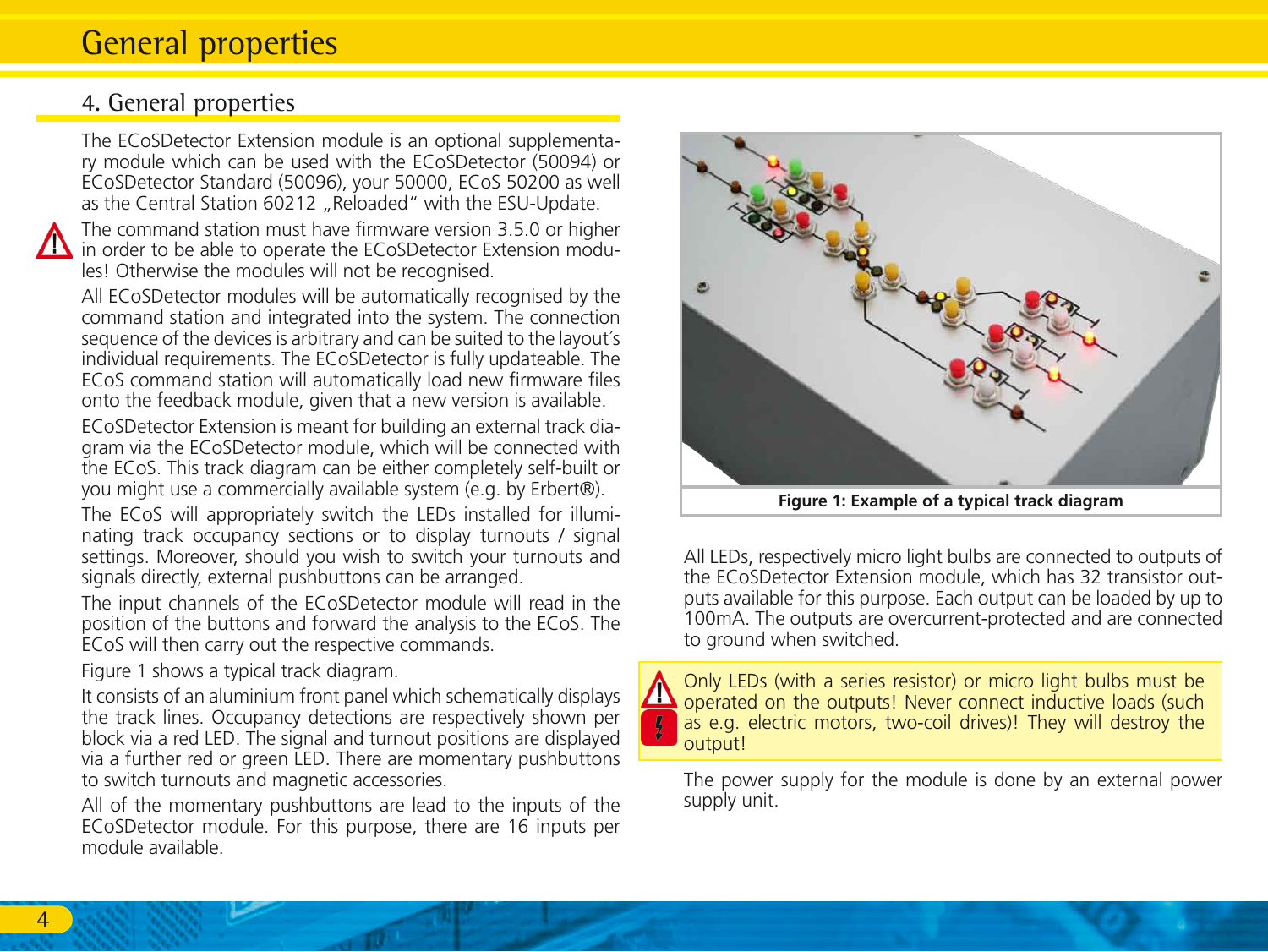## 4. General properties

The ECoSDetector Extension module is an optional supplementary module which can be used with the ECoSDetector (50094) or ECoSDetector Standard (50096), your 50000, ECoS 50200 as well as the Central Station 60212 „Reloaded" with the ESU-Update.

The command station must have firmware version 3.5.0 or higher in order to be able to operate the ECoSDetector Extension modules! Otherwise the modules will not be recognised.

All ECoSDetector modules will be automatically recognised by the command station and integrated into the system. The connection sequence of the devices is arbitrary and can be suited to the layout´s individual requirements. The ECoSDetector is fully updateable. The ECoS command station will automatically load new firmware files onto the feedback module, given that a new version is available.

ECoSDetector Extension is meant for building an external track diagram via the ECoSDetector module, which will be connected with the ECoS. This track diagram can be either completely self-built or you might use a commercially available system (e.g. by Erbert®).

The ECoS will appropriately switch the LEDs installed for illuminating track occupancy sections or to display turnouts / signal settings. Moreover, should you wish to switch your turnouts and signals directly, external pushbuttons can be arranged.

The input channels of the ECoSDetector module will read in the position of the buttons and forward the analysis to the ECoS. The ECoS will then carry out the respective commands.

Figure 1 shows a typical track diagram.

It consists of an aluminium front panel which schematically displays the track lines. Occupancy detections are respectively shown per block via a red LED. The signal and turnout positions are displayed via a further red or green LED. There are momentary pushbuttons to switch turnouts and magnetic accessories.

All of the momentary pushbuttons are lead to the inputs of the ECoSDetector module. For this purpose, there are 16 inputs per module available.

**Figure 1: Example of a typical track diagram**

All LEDs, respectively micro light bulbs are connected to outputs of the ECoSDetector Extension module, which has 32 transistor outputs available for this purpose. Each output can be loaded by up to 100mA. The outputs are overcurrent-protected and are connected to ground when switched.

Only LEDs (with a series resistor) or micro light bulbs must be operated on the outputs! Never connect inductive loads (such as e.g. electric motors, two-coil drives)! They will destroy the output!

The power supply for the module is done by an external power supply unit.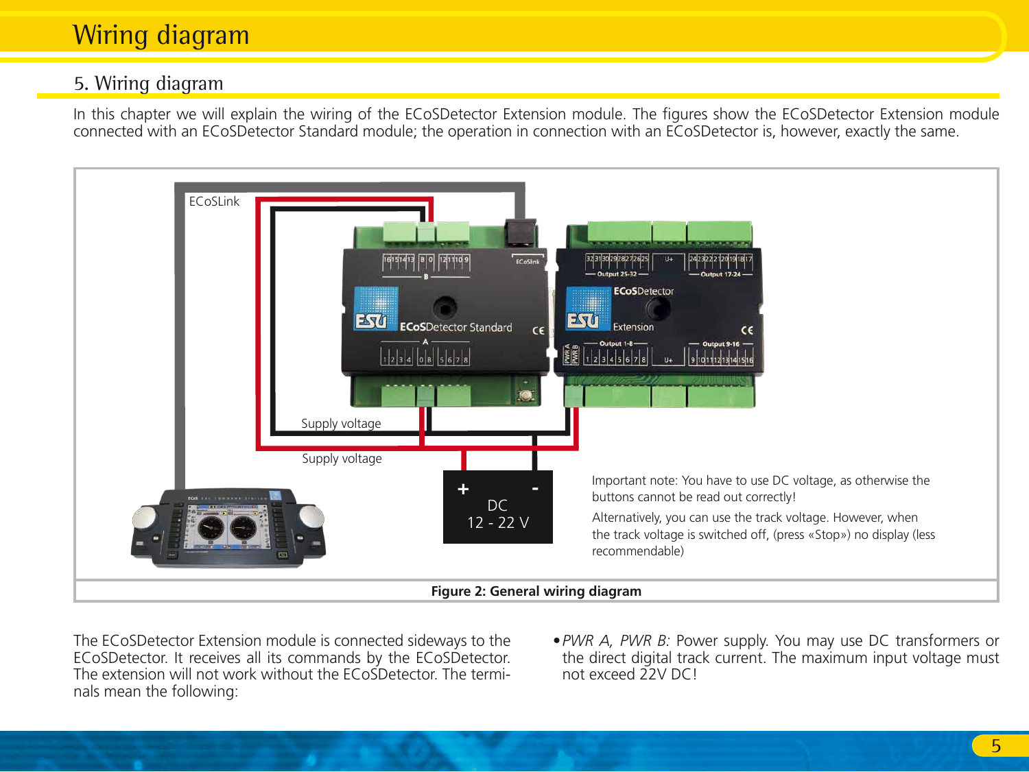# Wiring diagram

## 5. Wiring diagram

In this chapter we will explain the wiring of the ECoSDetector Extension module. The figures show the ECoSDetector Extension module connected with an ECoSDetector Standard module; the operation in connection with an ECoSDetector is, however, exactly the same.

ECoSLink

Supply voltage

Supply voltage

DC 12 - 22 V

Important note: You have to use DC voltage, as otherwise the buttons cannot be read out correctly!

Alternatively, you can use the track voltage. However, when the track voltage is switched off, (press «Stop») no display (less recommendable)

**Figure 2: General wiring diagram**

The ECoSDetector Extension module is connected sideways to the ECoSDetector. It receives all its commands by the ECoSDetector. The extension will not work without the ECoSDetector. The terminals mean the following:

- *PWR A, PWR B:* Power supply. You may use DC transformers or the direct digital track current. The maximum input voltage must not exceed 22V DC!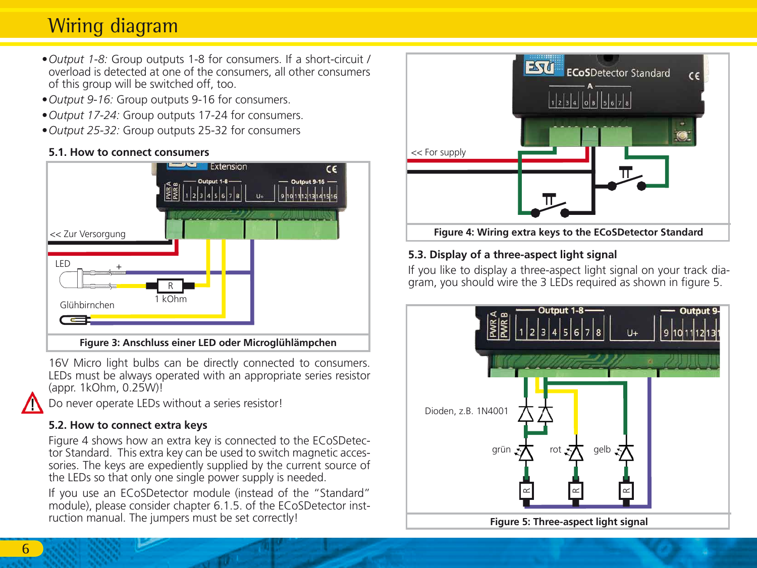# Wiring diagram

- *Output 1-8:* Group outputs 1-8 for consumers. If a short-circuit / overload is detected at one of the consumers, all other consumers of this group will be switched off, too.
- *Output 9-16:* Group outputs 9-16 for consumers.
- *Output 17-24:* Group outputs 17-24 for consumers.
- *Output 25-32:* Group outputs 25-32 for consumers

### 5.1. How to connect consumers

**Figure 3: Anschluss einer LED oder Microglühlämpchen**

16V Micro light bulbs can be directly connected to consumers. LEDs must be always operated with an appropriate series resistor (appr. 1kOhm, 0.25W)!

Do never operate LEDs without a series resistor!

### 5.2. How to connect extra keys

Figure 4 shows how an extra key is connected to the ECoSDetector Standard. This extra key can be used to switch magnetic accessories. The keys are expediently supplied by the current source of the LEDs so that only one single power supply is needed.

If you use an ECoSDetector module (instead of the "Standard" module), please consider chapter 6.1.5. of the ECoSDetector instruction manual. The jumpers must be set correctly!

**Figure 4: Wiring extra keys to the ECoSDetector Standard**

### 5.3. Display of a three-aspect light signal

If you like to display a three-aspect light signal on your track diagram, you should wire the 3 LEDs required as shown in figure 5.

**Figure 5: Three-aspect light signal**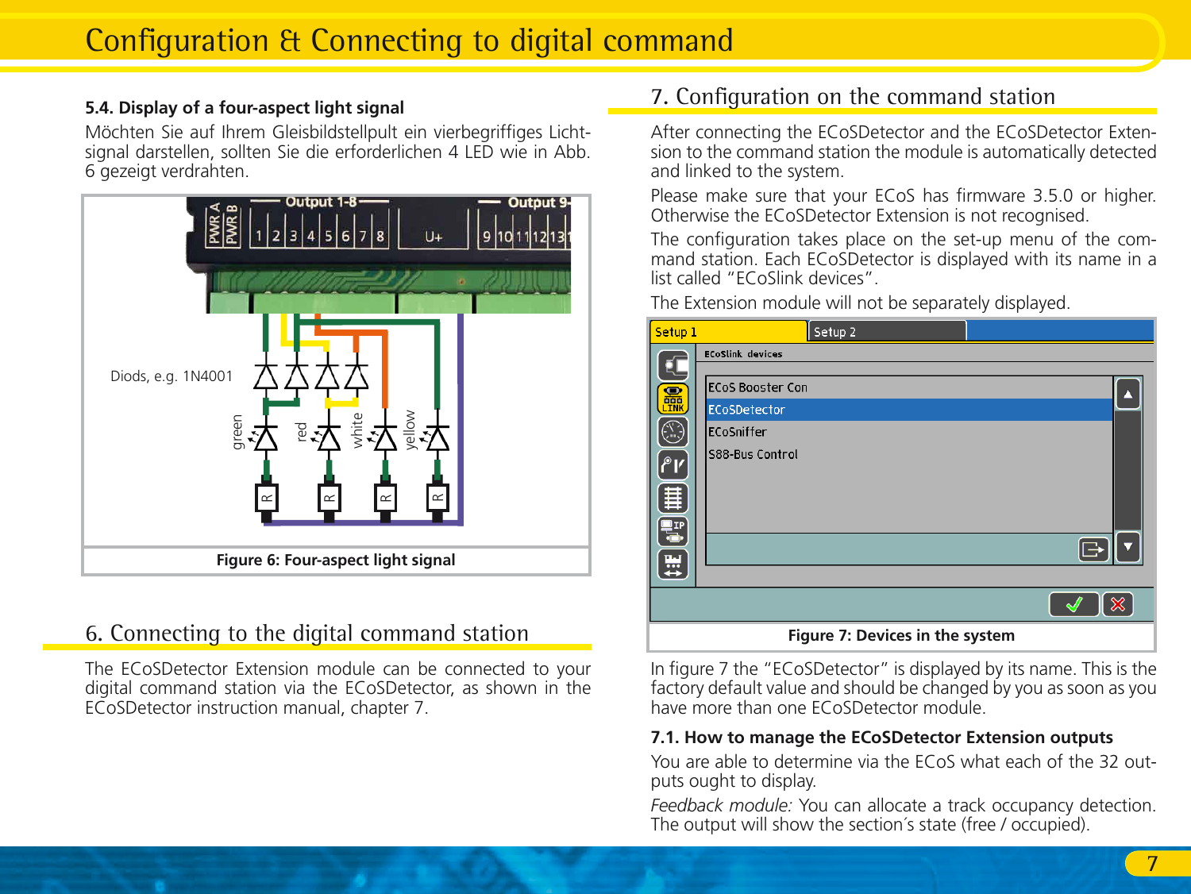### 5.4. Display of a four-aspect light signal

Möchten Sie auf Ihrem Gleisbildstellpult ein vierbegriffiges Lichtsignal darstellen, sollten Sie die erforderlichen 4 LED wie in Abb. 6 gezeigt verdrahten.

**Figure 6: Four-aspect light signal**

## 6. Connecting to the digital command station

The ECoSDetector Extension module can be connected to your digital command station via the ECoSDetector, as shown in the ECoSDetector instruction manual, chapter 7.

## 7. Configuration on the command station

After connecting the ECoSDetector and the ECoSDetector Extension to the command station the module is automatically detected and linked to the system.

Please make sure that your ECoS has firmware 3.5.0 or higher. Otherwise the ECoSDetector Extension is not recognised.

The configuration takes place on the set-up menu of the command station. Each ECoSDetector is displayed with its name in a list called "ECoSlink devices".

The Extension module will not be separately displayed.

**Figure 7: Devices in the system**

In figure 7 the "ECoSDetector" is displayed by its name. This is the factory default value and should be changed by you as soon as you have more than one ECoSDetector module.

### 7.1. How to manage the ECoSDetector Extension outputs

You are able to determine via the ECoS what each of the 32 outputs ought to display.

*Feedback module:* You can allocate a track occupancy detection. The output will show the section´s state (free / occupied).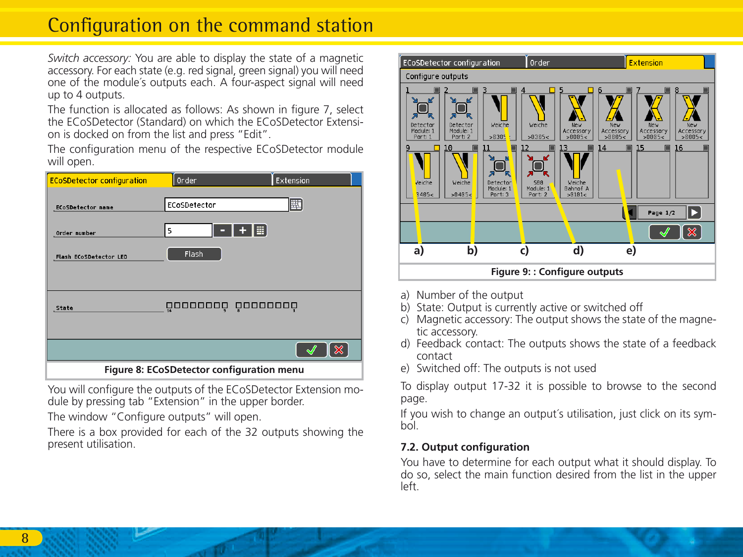# Configuration on the command station

*Switch accessory:* You are able to display the state of a magnetic accessory. For each state (e.g. red signal, green signal) you will need one of the module´s outputs each. A four-aspect signal will need up to 4 outputs.

The function is allocated as follows: As shown in figure 7, select the ECoSDetector (Standard) on which the ECoSDetector Extension is docked on from the list and press "Edit".

The configuration menu of the respective ECoSDetector module will open.

Figure 8: ECoSDetector configuration menu

You will configure the outputs of the ECoSDetector Extension module by pressing tab "Extension" in the upper border.

The window "Configure outputs" will open.

There is a box provided for each of the 32 outputs showing the present utilisation.

Figure 9: : Configure outputs

a) Number of the output
b) State: Output is currently active or switched off
c) Magnetic accessory: The output shows the state of the magnetic accessory.
d) Feedback contact: The outputs shows the state of a feedback contact
e) Switched off: The outputs is not used

To display output 17-32 it is possible to browse to the second page.

If you wish to change an output´s utilisation, just click on its symbol.

### 7.2. Output configuration

You have to determine for each output what it should display. To do so, select the main function desired from the list in the upper left.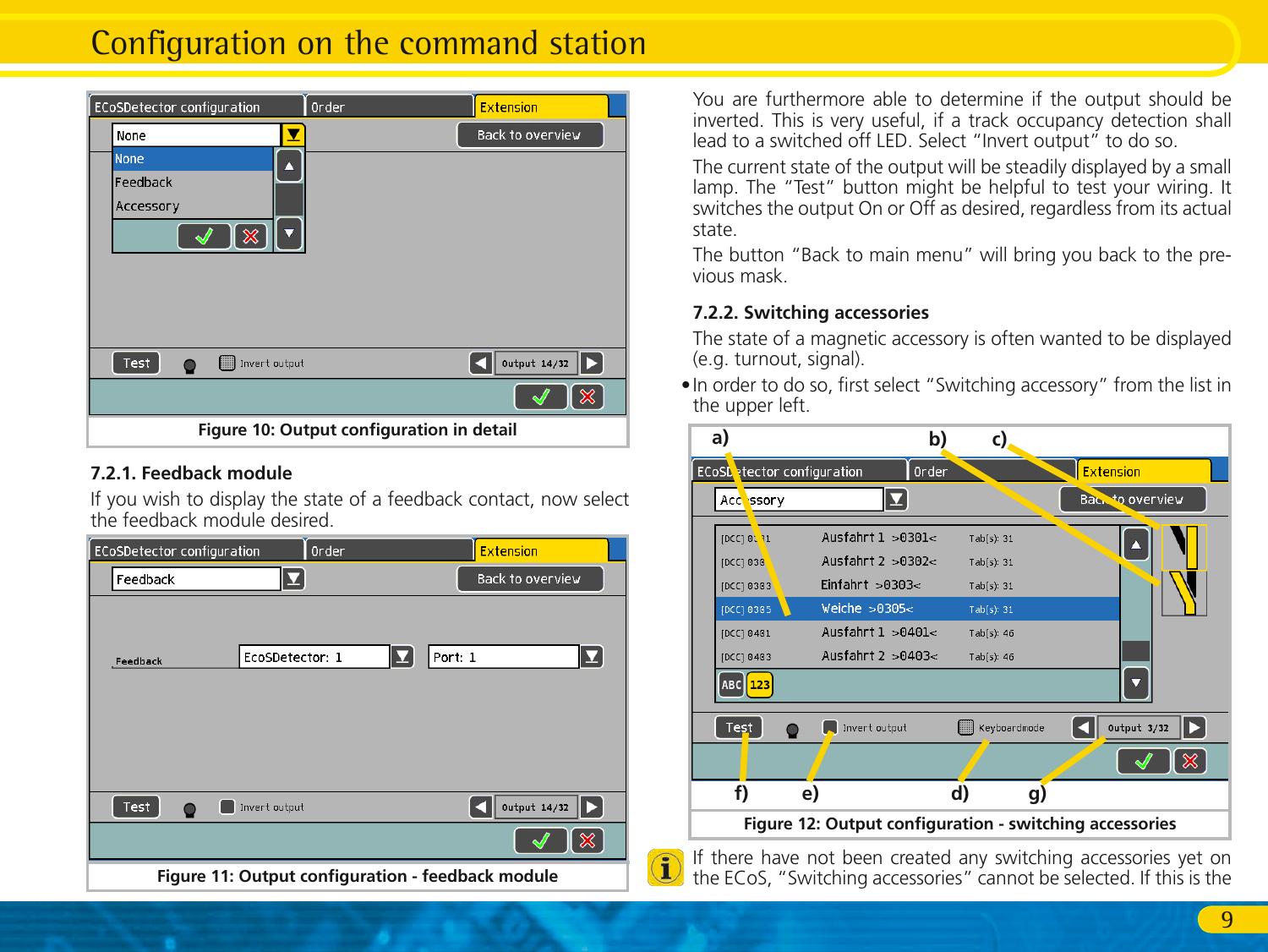# Configuration on the command station

Figure 10: Output configuration in detail

### 7.2.1. Feedback module

If you wish to display the state of a feedback contact, now select the feedback module desired.

Figure 11: Output configuration - feedback module

You are furthermore able to determine if the output should be inverted. This is very useful, if a track occupancy detection shall lead to a switched off LED. Select "Invert output" to do so.

The current state of the output will be steadily displayed by a small lamp. The "Test" button might be helpful to test your wiring. It switches the output On or Off as desired, regardless from its actual state.

The button "Back to main menu" will bring you back to the previous mask.

### 7.2.2. Switching accessories

The state of a magnetic accessory is often wanted to be displayed (e.g. turnout, signal).

- In order to do so, first select "Switching accessory" from the list in the upper left.

Figure 12: Output configuration - switching accessories

If there have not been created any switching accessories yet on the ECoS, "Switching accessories" cannot be selected. If this is the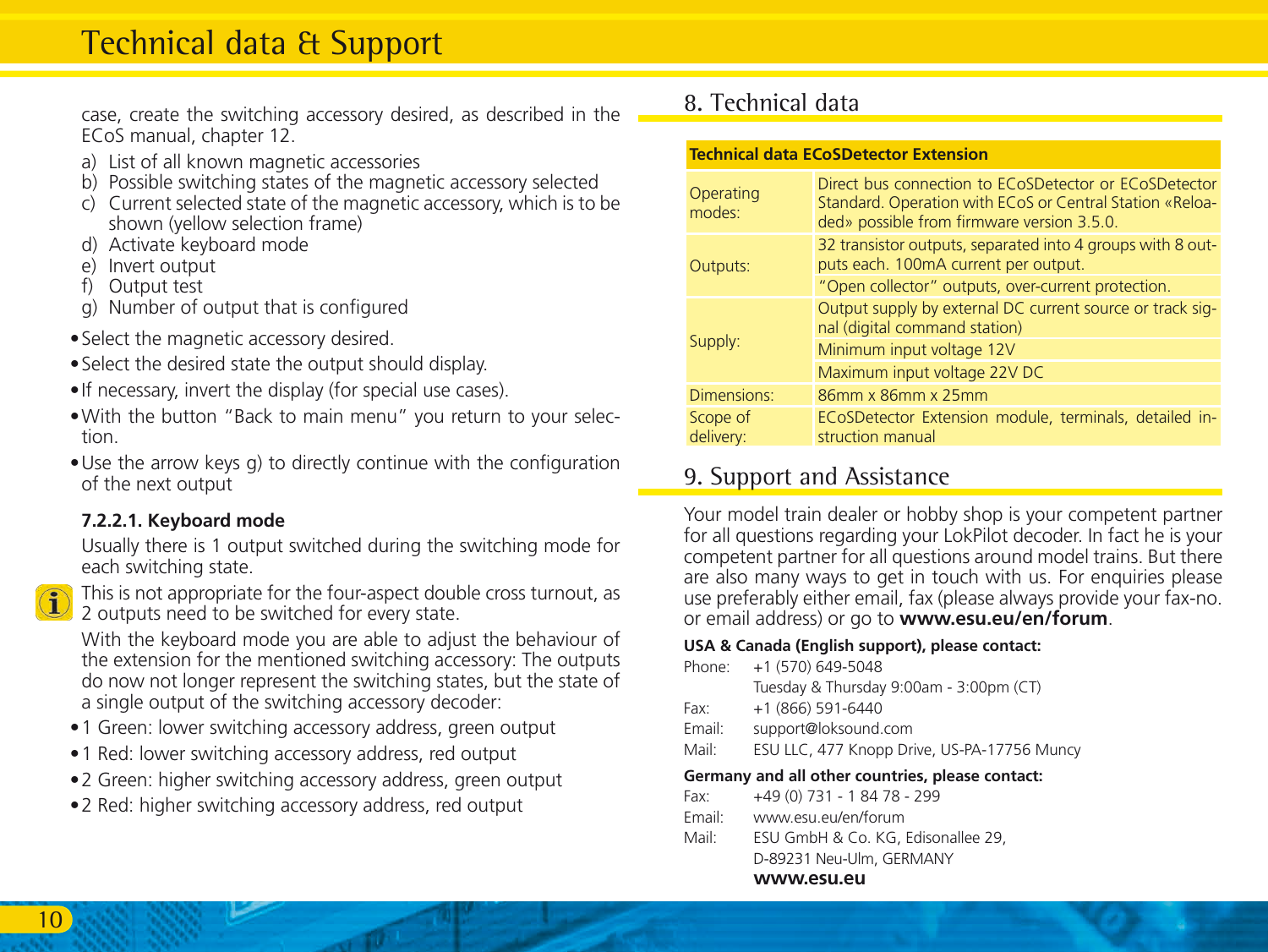case, create the switching accessory desired, as described in the ECoS manual, chapter 12.

a) List of all known magnetic accessories
b) Possible switching states of the magnetic accessory selected
c) Current selected state of the magnetic accessory, which is to be shown (yellow selection frame)
d) Activate keyboard mode
e) Invert output
f) Output test
g) Number of output that is configured

- Select the magnetic accessory desired.
- Select the desired state the output should display.
- If necessary, invert the display (for special use cases).
- With the button "Back to main menu" you return to your selection.
- Use the arrow keys g) to directly continue with the configuration of the next output

#### 7.2.2.1. Keyboard mode

Usually there is 1 output switched during the switching mode for each switching state.

This is not appropriate for the four-aspect double cross turnout, as 2 outputs need to be switched for every state.

With the keyboard mode you are able to adjust the behaviour of the extension for the mentioned switching accessory: The outputs do now not longer represent the switching states, but the state of a single output of the switching accessory decoder:

- 1 Green: lower switching accessory address, green output
- 1 Red: lower switching accessory address, red output
- 2 Green: higher switching accessory address, green output
- 2 Red: higher switching accessory address, red output

## 8. Technical data

| **Technical data ECoSDetector Extension** | |
|---|---|
| Operating modes: | Direct bus connection to ECoSDetector or ECoSDetector Standard. Operation with ECoS or Central Station «Reloaded» possible from firmware version 3.5.0. |
| Outputs: | 32 transistor outputs, separated into 4 groups with 8 outputs each. 100mA current per output. |
| | "Open collector" outputs, over-current protection. |
| Supply: | Output supply by external DC current source or track signal (digital command station) |
| | Minimum input voltage 12V |
| | Maximum input voltage 22V DC |
| Dimensions: | 86mm x 86mm x 25mm |
| Scope of delivery: | ECoSDetector Extension module, terminals, detailed instruction manual |

## 9. Support and Assistance

Your model train dealer or hobby shop is your competent partner for all questions regarding your LokPilot decoder. In fact he is your competent partner for all questions around model trains. But there are also many ways to get in touch with us. For enquiries please use preferably either email, fax (please always provide your fax-no. or email address) or go to **www.esu.eu/en/forum**.

**USA & Canada (English support), please contact:**

Phone: +1 (570) 649-5048
Tuesday & Thursday 9:00am - 3:00pm (CT)
Fax: +1 (866) 591-6440
Email: support@loksound.com
Mail: ESU LLC, 477 Knopp Drive, US-PA-17756 Muncy

**Germany and all other countries, please contact:**

Fax: +49 (0) 731 - 1 84 78 - 299
Email: www.esu.eu/en/forum
Mail: ESU GmbH & Co. KG, Edisonallee 29,
D-89231 Neu-Ulm, GERMANY

**www.esu.eu**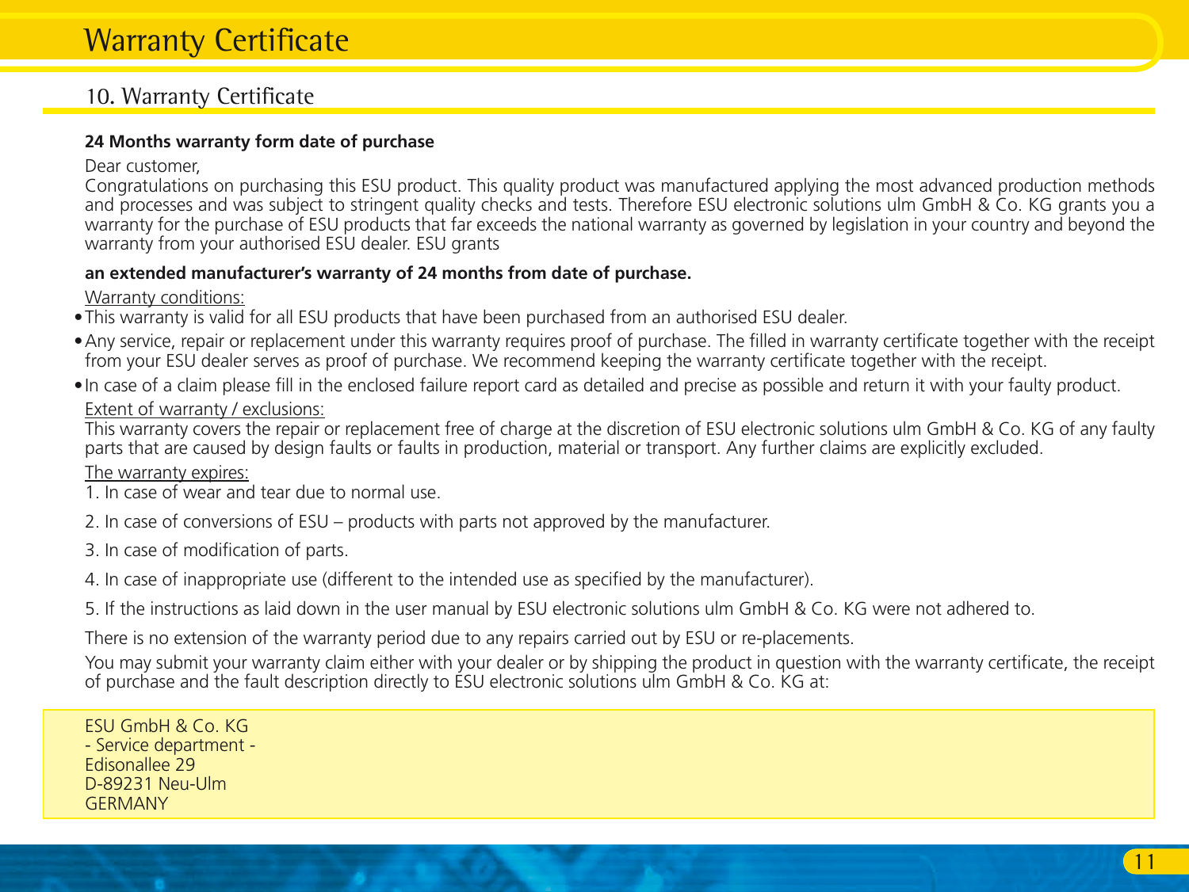# Warranty Certificate

## 10. Warranty Certificate

**24 Months warranty form date of purchase**

Dear customer,
Congratulations on purchasing this ESU product. This quality product was manufactured applying the most advanced production methods and processes and was subject to stringent quality checks and tests. Therefore ESU electronic solutions ulm GmbH & Co. KG grants you a warranty for the purchase of ESU products that far exceeds the national warranty as governed by legislation in your country and beyond the warranty from your authorised ESU dealer. ESU grants

**an extended manufacturer's warranty of 24 months from date of purchase.**

<u>Warranty conditions:</u>

- This warranty is valid for all ESU products that have been purchased from an authorised ESU dealer.
- Any service, repair or replacement under this warranty requires proof of purchase. The filled in warranty certificate together with the receipt from your ESU dealer serves as proof of purchase. We recommend keeping the warranty certificate together with the receipt.
- In case of a claim please fill in the enclosed failure report card as detailed and precise as possible and return it with your faulty product.

<u>Extent of warranty / exclusions:</u>

This warranty covers the repair or replacement free of charge at the discretion of ESU electronic solutions ulm GmbH & Co. KG of any faulty parts that are caused by design faults or faults in production, material or transport. Any further claims are explicitly excluded.

<u>The warranty expires:</u>

1. In case of wear and tear due to normal use.
2. In case of conversions of ESU – products with parts not approved by the manufacturer.
3. In case of modification of parts.
4. In case of inappropriate use (different to the intended use as specified by the manufacturer).
5. If the instructions as laid down in the user manual by ESU electronic solutions ulm GmbH & Co. KG were not adhered to.

There is no extension of the warranty period due to any repairs carried out by ESU or re-placements.

You may submit your warranty claim either with your dealer or by shipping the product in question with the warranty certificate, the receipt of purchase and the fault description directly to ESU electronic solutions ulm GmbH & Co. KG at:

ESU GmbH & Co. KG
- Service department -
Edisonallee 29
D-89231 Neu-Ulm
GERMANY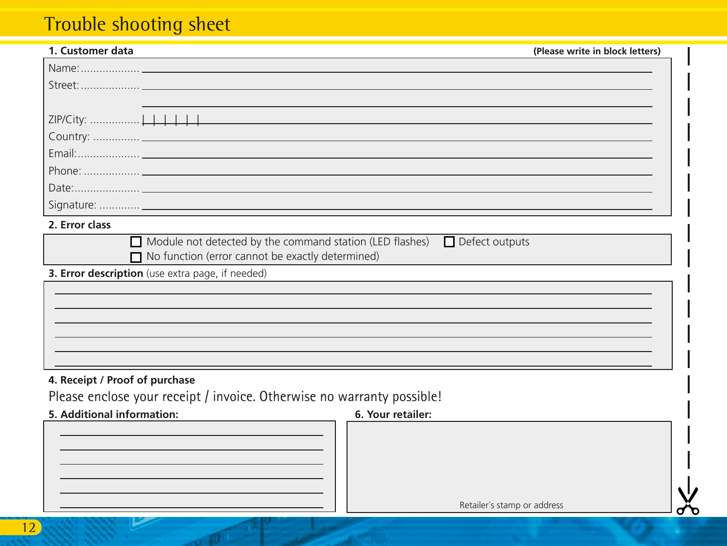# Trouble shooting sheet

### 1. Customer data

(Please write in block letters)

Name: ..................

Street: ..................

ZIP/City: ................

Country: ...............

Email: ....................

Phone: ..................

Date: .....................

Signature: .............

### 2. Error class

- ☐ Module not detected by the command station (LED flashes)
- ☐ Defect outputs
- ☐ No function (error cannot be exactly determined)

### 3. Error description (use extra page, if needed)

### 4. Receipt / Proof of purchase

Please enclose your receipt / invoice. Otherwise no warranty possible!

### 5. Additional information:

### 6. Your retailer:

Retailer´s stamp or address